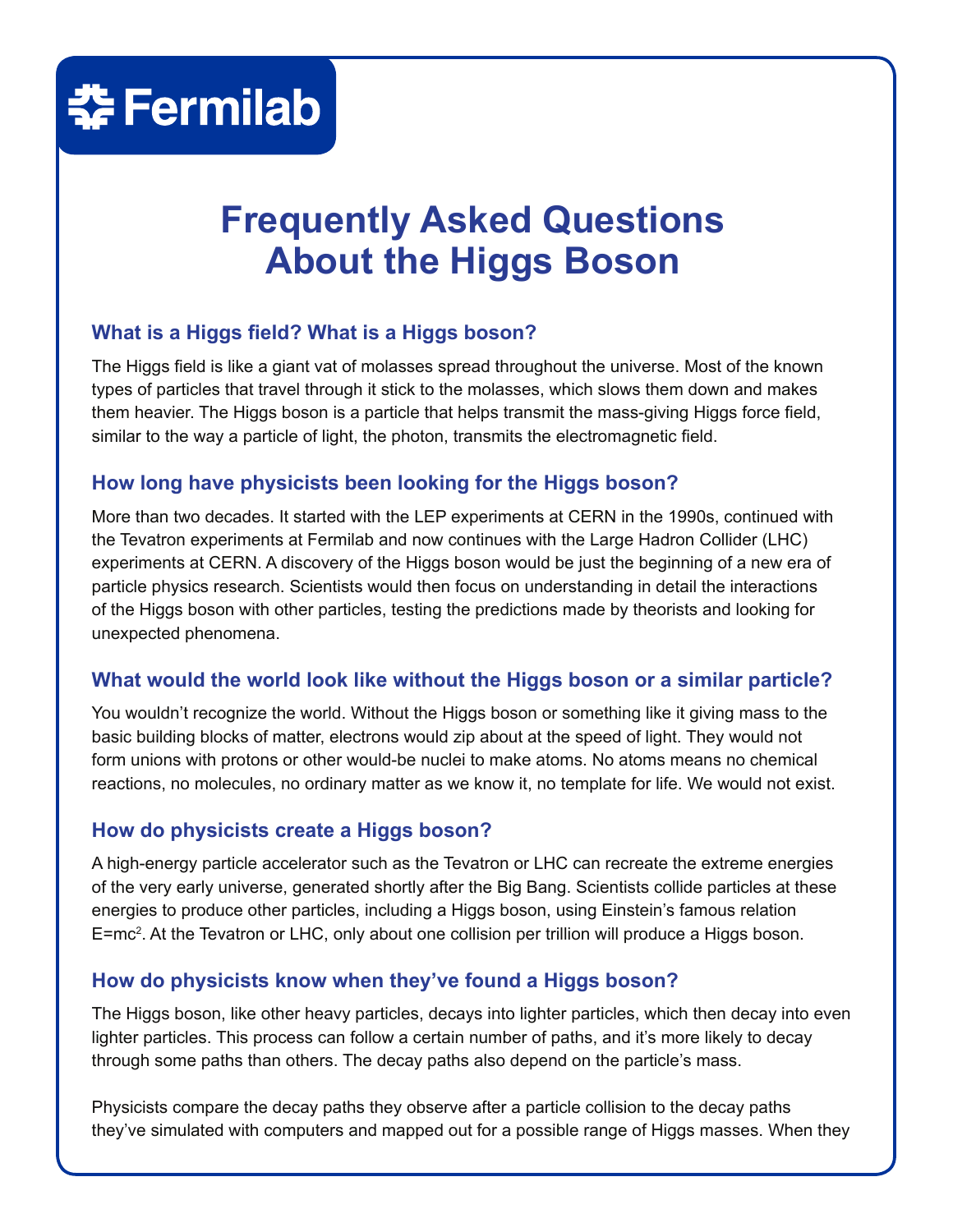Fermilab

# Frequently Asked Questions About the Higgs Boson

### What is a Higgs field? What is a Higgs boson?

The Higgs field is like a giant vat of molasses spread throughout the universe. Most of the known types of particles that travel through it stick to the molasses, which slows them down and makes them heavier. The Higgs boson is a particle that helps transmit the mass-giving Higgs force field, similar to the way a particle of light, the photon, transmits the electromagnetic field.

### How long have physicists been looking for the Higgs boson?

More than two decades. It started with the LEP experiments at CERN in the 1990s, continued with the Tevatron experiments at Fermilab and now continues with the Large Hadron Collider (LHC) experiments at CERN. A discovery of the Higgs boson would be just the beginning of a new era of particle physics research. Scientists would then focus on understanding in detail the interactions of the Higgs boson with other particles, testing the predictions made by theorists and looking for unexpected phenomena.

### What would the world look like without the Higgs boson or a similar particle?

You wouldn't recognize the world. Without the Higgs boson or something like it giving mass to the basic building blocks of matter, electrons would zip about at the speed of light. They would not form unions with protons or other would-be nuclei to make atoms. No atoms means no chemical reactions, no molecules, no ordinary matter as we know it, no template for life. We would not exist.

### How do physicists create a Higgs boson?

A high-energy particle accelerator such as the Tevatron or LHC can recreate the extreme energies of the very early universe, generated shortly after the Big Bang. Scientists collide particles at these energies to produce other particles, including a Higgs boson, using Einstein's famous relation $E=mc^2$. At the Tevatron or LHC, only about one collision per trillion will produce a Higgs boson.

### How do physicists know when they've found a Higgs boson?

The Higgs boson, like other heavy particles, decays into lighter particles, which then decay into even lighter particles. This process can follow a certain number of paths, and it's more likely to decay through some paths than others. The decay paths also depend on the particle's mass.

Physicists compare the decay paths they observe after a particle collision to the decay paths they've simulated with computers and mapped out for a possible range of Higgs masses. When they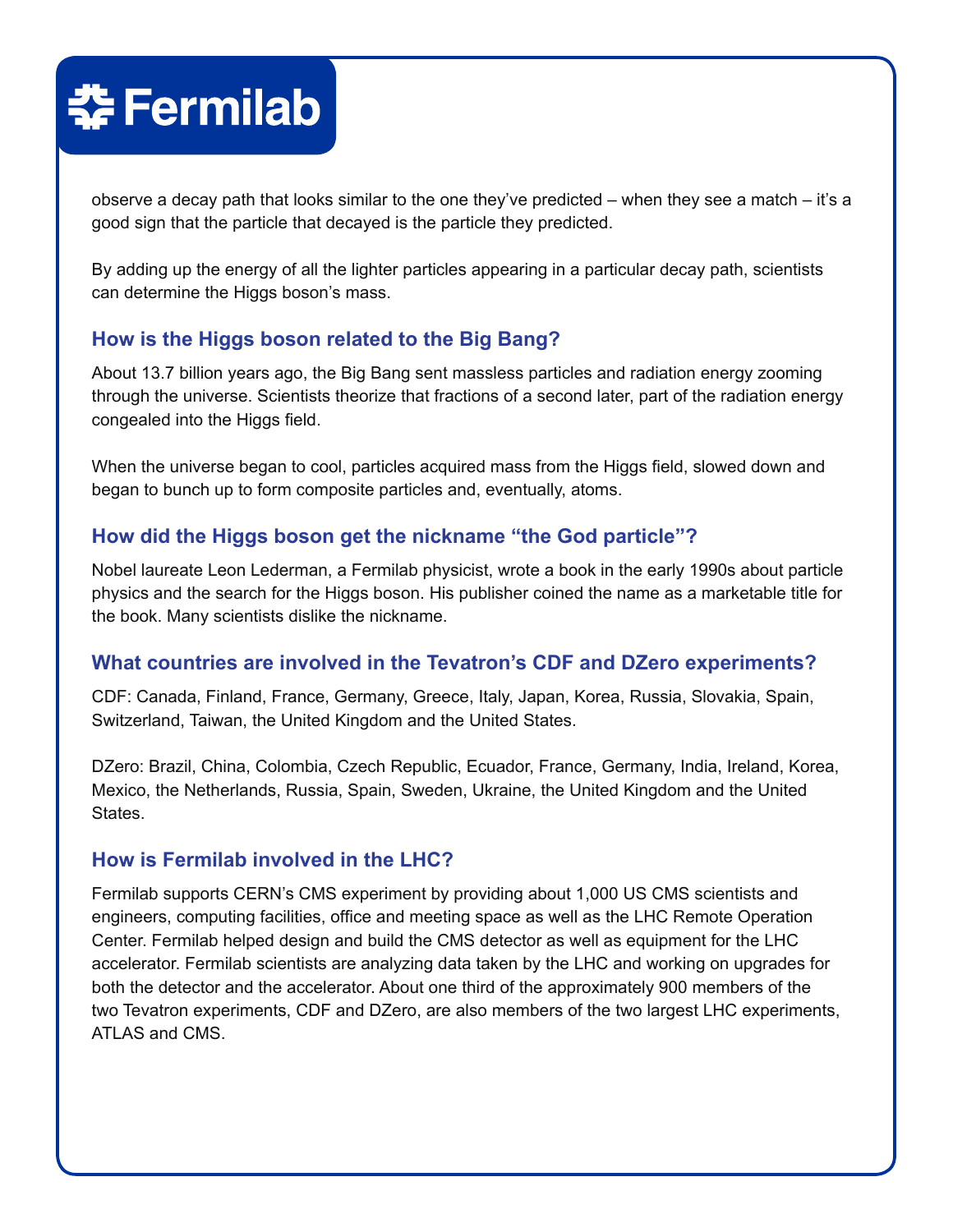observe a decay path that looks similar to the one they've predicted – when they see a match – it's a good sign that the particle that decayed is the particle they predicted.

By adding up the energy of all the lighter particles appearing in a particular decay path, scientists can determine the Higgs boson's mass.

### How is the Higgs boson related to the Big Bang?

About 13.7 billion years ago, the Big Bang sent massless particles and radiation energy zooming through the universe. Scientists theorize that fractions of a second later, part of the radiation energy congealed into the Higgs field.

When the universe began to cool, particles acquired mass from the Higgs field, slowed down and began to bunch up to form composite particles and, eventually, atoms.

### How did the Higgs boson get the nickname "the God particle"?

Nobel laureate Leon Lederman, a Fermilab physicist, wrote a book in the early 1990s about particle physics and the search for the Higgs boson. His publisher coined the name as a marketable title for the book. Many scientists dislike the nickname.

### What countries are involved in the Tevatron's CDF and DZero experiments?

CDF: Canada, Finland, France, Germany, Greece, Italy, Japan, Korea, Russia, Slovakia, Spain, Switzerland, Taiwan, the United Kingdom and the United States.

DZero: Brazil, China, Colombia, Czech Republic, Ecuador, France, Germany, India, Ireland, Korea, Mexico, the Netherlands, Russia, Spain, Sweden, Ukraine, the United Kingdom and the United States.

### How is Fermilab involved in the LHC?

Fermilab supports CERN's CMS experiment by providing about 1,000 US CMS scientists and engineers, computing facilities, office and meeting space as well as the LHC Remote Operation Center. Fermilab helped design and build the CMS detector as well as equipment for the LHC accelerator. Fermilab scientists are analyzing data taken by the LHC and working on upgrades for both the detector and the accelerator. About one third of the approximately 900 members of the two Tevatron experiments, CDF and DZero, are also members of the two largest LHC experiments, ATLAS and CMS.